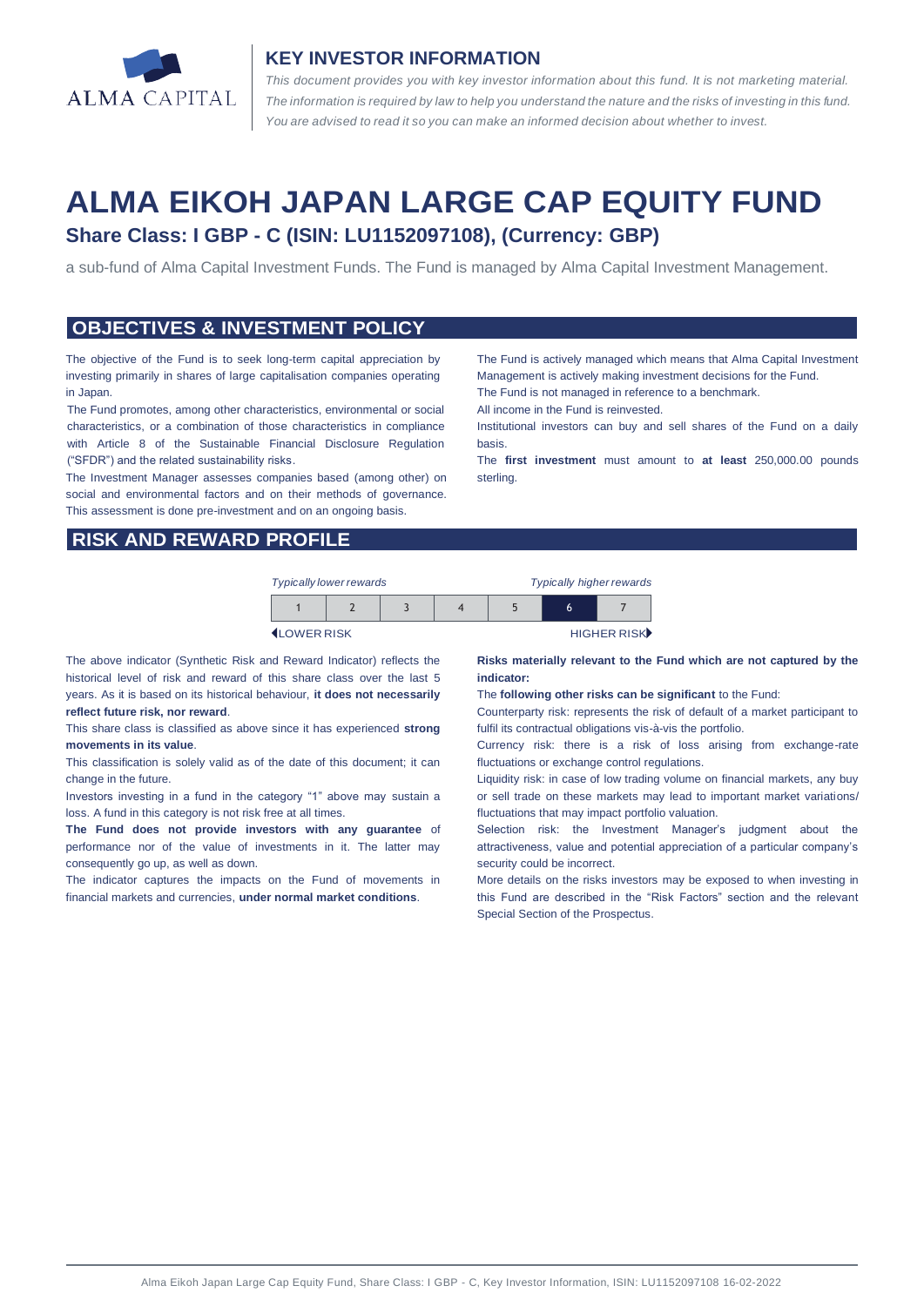ALMA CAPITAL

## KEY INVESTOR INFORMATION

*This document provides you with key investor information about this fund. It is not marketing material. The information is required by law to help you understand the nature and the risks of investing in this fund. You are advised to read it so you can make an informed decision about whether to invest.*

# ALMA EIKOH JAPAN LARGE CAP EQUITY FUND

### Share Class: I GBP - C (ISIN: LU1152097108), (Currency: GBP)

a sub-fund of Alma Capital Investment Funds. The Fund is managed by Alma Capital Investment Management.

## OBJECTIVES & INVESTMENT POLICY

The objective of the Fund is to seek long-term capital appreciation by investing primarily in shares of large capitalisation companies operating in Japan.

The Fund promotes, among other characteristics, environmental or social characteristics, or a combination of those characteristics in compliance with Article 8 of the Sustainable Financial Disclosure Regulation ("SFDR") and the related sustainability risks.

The Investment Manager assesses companies based (among other) on social and environmental factors and on their methods of governance. This assessment is done pre-investment and on an ongoing basis.

The Fund is actively managed which means that Alma Capital Investment Management is actively making investment decisions for the Fund.

The Fund is not managed in reference to a benchmark.

All income in the Fund is reinvested.

Institutional investors can buy and sell shares of the Fund on a daily basis.

The **first investment** must amount to **at least** 250,000.00 pounds sterling.

## RISK AND REWARD PROFILE

*Typically lower rewards* — *Typically higher rewards*

| 1 | 2 | 3 | 4 | 5 | **6** | 7 |
|---|---|---|---|---|---|---|

LOWER RISK — HIGHER RISK

The above indicator (Synthetic Risk and Reward Indicator) reflects the historical level of risk and reward of this share class over the last 5 years. As it is based on its historical behaviour, **it does not necessarily reflect future risk, nor reward**.

This share class is classified as above since it has experienced **strong movements in its value**.

This classification is solely valid as of the date of this document; it can change in the future.

Investors investing in a fund in the category "1" above may sustain a loss. A fund in this category is not risk free at all times.

**The Fund does not provide investors with any guarantee** of performance nor of the value of investments in it. The latter may consequently go up, as well as down.

The indicator captures the impacts on the Fund of movements in financial markets and currencies, **under normal market conditions**.

**Risks materially relevant to the Fund which are not captured by the indicator:**

The **following other risks can be significant** to the Fund:

Counterparty risk: represents the risk of default of a market participant to fulfil its contractual obligations vis-à-vis the portfolio.

Currency risk: there is a risk of loss arising from exchange-rate fluctuations or exchange control regulations.

Liquidity risk: in case of low trading volume on financial markets, any buy or sell trade on these markets may lead to important market variations/ fluctuations that may impact portfolio valuation.

Selection risk: the Investment Manager's judgment about the attractiveness, value and potential appreciation of a particular company's security could be incorrect.

More details on the risks investors may be exposed to when investing in this Fund are described in the "Risk Factors" section and the relevant Special Section of the Prospectus.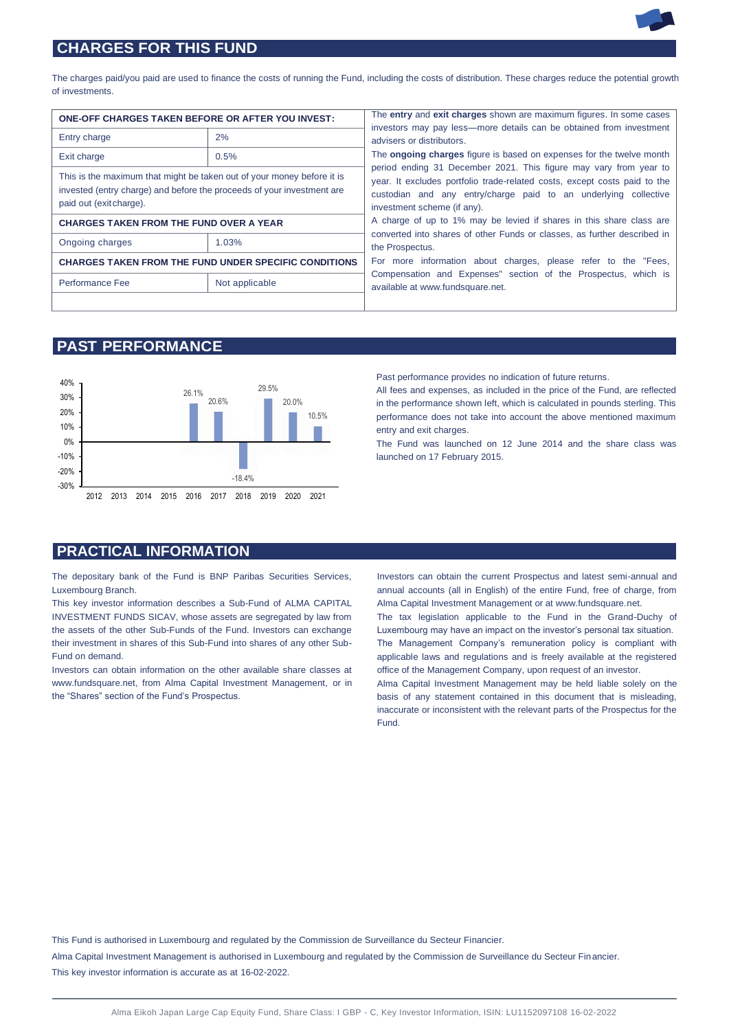## CHARGES FOR THIS FUND

The charges paid/you paid are used to finance the costs of running the Fund, including the costs of distribution. These charges reduce the potential growth of investments.

| ONE-OFF CHARGES TAKEN BEFORE OR AFTER YOU INVEST: | |
|---|---|
| Entry charge | 2% |
| Exit charge | 0.5% |
| This is the maximum that might be taken out of your money before it is invested (entry charge) and before the proceeds of your investment are paid out (exit charge). | |
| **CHARGES TAKEN FROM THE FUND OVER A YEAR** | |
| Ongoing charges | 1.03% |
| **CHARGES TAKEN FROM THE FUND UNDER SPECIFIC CONDITIONS** | |
| Performance Fee | Not applicable |

The **entry** and **exit charges** shown are maximum figures. In some cases investors may pay less—more details can be obtained from investment advisers or distributors.

The **ongoing charges** figure is based on expenses for the twelve month period ending 31 December 2021. This figure may vary from year to year. It excludes portfolio trade-related costs, except costs paid to the custodian and any entry/charge paid to an underlying collective investment scheme (if any).

A charge of up to 1% may be levied if shares in this share class are converted into shares of other Funds or classes, as further described in the Prospectus.

For more information about charges, please refer to the "Fees, Compensation and Expenses" section of the Prospectus, which is available at www.fundsquare.net.

## PAST PERFORMANCE

40%
30%
20%
10%
0%
-10%
-20%
-30%

2012 2013 2014 2015 2016 2017 2018 2019 2020 2021

26.1%
20.6%
-18.4%
29.5%
20.0%
10.5%

Past performance provides no indication of future returns.

All fees and expenses, as included in the price of the Fund, are reflected in the performance shown left, which is calculated in pounds sterling. This performance does not take into account the above mentioned maximum entry and exit charges.

The Fund was launched on 12 June 2014 and the share class was launched on 17 February 2015.

## PRACTICAL INFORMATION

The depositary bank of the Fund is BNP Paribas Securities Services, Luxembourg Branch.

This key investor information describes a Sub-Fund of ALMA CAPITAL INVESTMENT FUNDS SICAV, whose assets are segregated by law from the assets of the other Sub-Funds of the Fund. Investors can exchange their investment in shares of this Sub-Fund into shares of any other Sub-Fund on demand.

Investors can obtain information on the other available share classes at www.fundsquare.net, from Alma Capital Investment Management, or in the "Shares" section of the Fund's Prospectus.

Investors can obtain the current Prospectus and latest semi-annual and annual accounts (all in English) of the entire Fund, free of charge, from Alma Capital Investment Management or at www.fundsquare.net.

The tax legislation applicable to the Fund in the Grand-Duchy of Luxembourg may have an impact on the investor's personal tax situation.

The Management Company's remuneration policy is compliant with applicable laws and regulations and is freely available at the registered office of the Management Company, upon request of an investor.

Alma Capital Investment Management may be held liable solely on the basis of any statement contained in this document that is misleading, inaccurate or inconsistent with the relevant parts of the Prospectus for the Fund.

This Fund is authorised in Luxembourg and regulated by the Commission de Surveillance du Secteur Financier.

Alma Capital Investment Management is authorised in Luxembourg and regulated by the Commission de Surveillance du Secteur Financier.

This key investor information is accurate as at 16-02-2022.